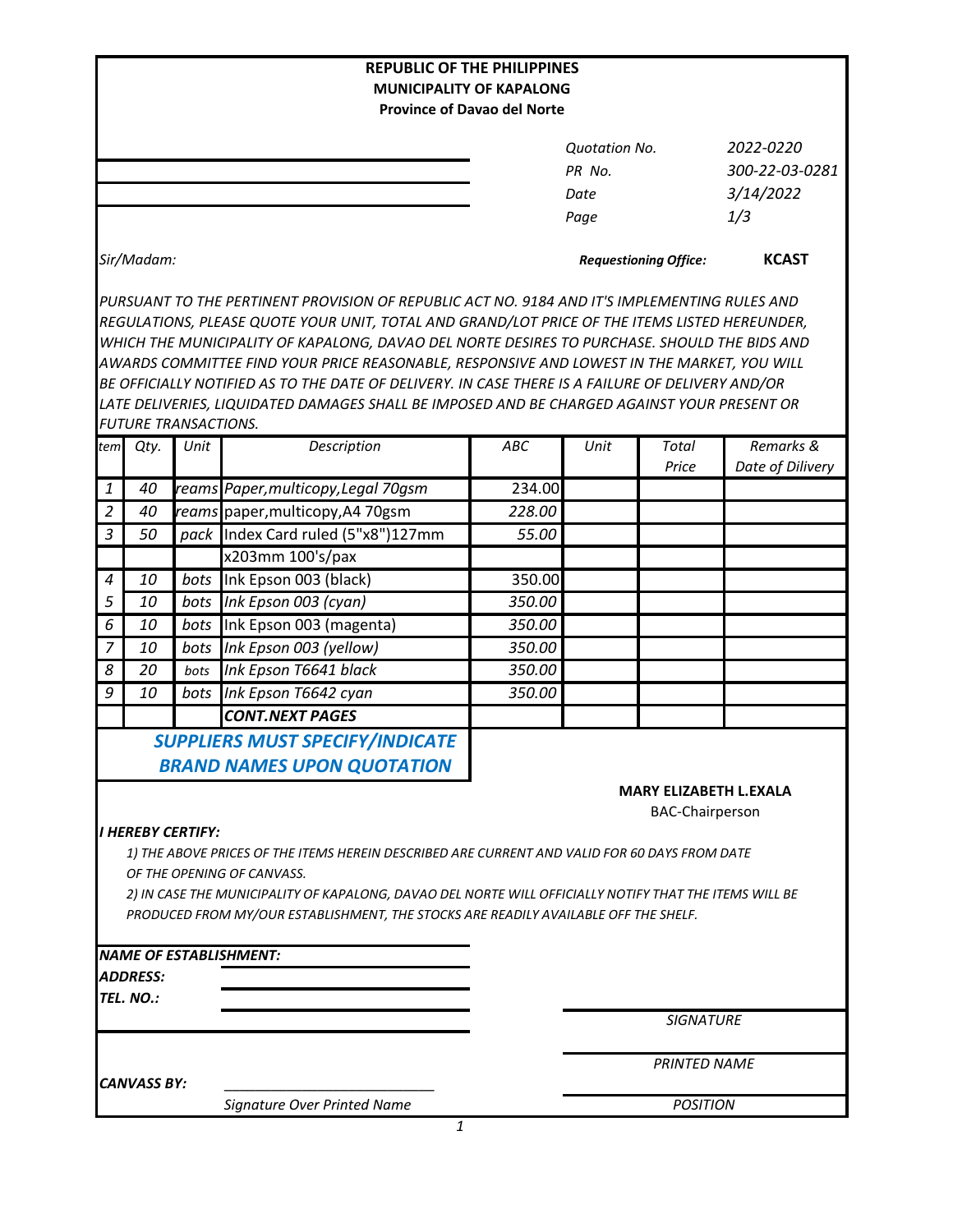**REPUBLIC OF THE PHILIPPINES**
**MUNICIPALITY OF KAPALONG**
**Province of Davao del Norte**

| | |
|---|---|
| *Quotation No.* | *2022-0220* |
| *PR No.* | *300-22-03-0281* |
| *Date* | *3/14/2022* |
| *Page* | *1/3* |

*Sir/Madam:*

***Requestioning Office:*** **KCAST**

*PURSUANT TO THE PERTINENT PROVISION OF REPUBLIC ACT NO. 9184 AND IT'S IMPLEMENTING RULES AND REGULATIONS, PLEASE QUOTE YOUR UNIT, TOTAL AND GRAND/LOT PRICE OF THE ITEMS LISTED HEREUNDER, WHICH THE MUNICIPALITY OF KAPALONG, DAVAO DEL NORTE DESIRES TO PURCHASE. SHOULD THE BIDS AND AWARDS COMMITTEE FIND YOUR PRICE REASONABLE, RESPONSIVE AND LOWEST IN THE MARKET, YOU WILL BE OFFICIALLY NOTIFIED AS TO THE DATE OF DELIVERY. IN CASE THERE IS A FAILURE OF DELIVERY AND/OR LATE DELIVERIES, LIQUIDATED DAMAGES SHALL BE IMPOSED AND BE CHARGED AGAINST YOUR PRESENT OR FUTURE TRANSACTIONS.*

| *tem* | *Qty.* | *Unit* | *Description* | *ABC* | *Unit* | *Total Price* | *Remarks & Date of Dilivery* |
|---|---|---|---|---|---|---|---|
| 1 | 40 | reams | Paper,multicopy,Legal 70gsm | 234.00 | | | |
| 2 | 40 | reams | paper,multicopy,A4 70gsm | 228.00 | | | |
| 3 | 50 | pack | Index Card ruled (5"x8")127mm | 55.00 | | | |
| | | | x203mm 100's/pax | | | | |
| 4 | 10 | bots | Ink Epson 003 (black) | 350.00 | | | |
| 5 | 10 | bots | Ink Epson 003 (cyan) | 350.00 | | | |
| 6 | 10 | bots | Ink Epson 003 (magenta) | 350.00 | | | |
| 7 | 10 | bots | Ink Epson 003 (yellow) | 350.00 | | | |
| 8 | 20 | bots | Ink Epson T6641 black | 350.00 | | | |
| 9 | 10 | bots | Ink Epson T6642 cyan | 350.00 | | | |
| | | | **CONT.NEXT PAGES** | | | | |

***SUPPLIERS MUST SPECIFY/INDICATE BRAND NAMES UPON QUOTATION***

**MARY ELIZABETH L.EXALA**
BAC-Chairperson

***I HEREBY CERTIFY:***

*1) THE ABOVE PRICES OF THE ITEMS HEREIN DESCRIBED ARE CURRENT AND VALID FOR 60 DAYS FROM DATE OF THE OPENING OF CANVASS.*

*2) IN CASE THE MUNICIPALITY OF KAPALONG, DAVAO DEL NORTE WILL OFFICIALLY NOTIFY THAT THE ITEMS WILL BE PRODUCED FROM MY/OUR ESTABLISHMENT, THE STOCKS ARE READILY AVAILABLE OFF THE SHELF.*

***NAME OF ESTABLISHMENT:*** ____________________

***ADDRESS:*** ____________________

***TEL. NO.:*** ____________________

____________________
*SIGNATURE*

____________________
*PRINTED NAME*

***CANVASS BY:*** ____________________
*Signature Over Printed Name*

____________________
*POSITION*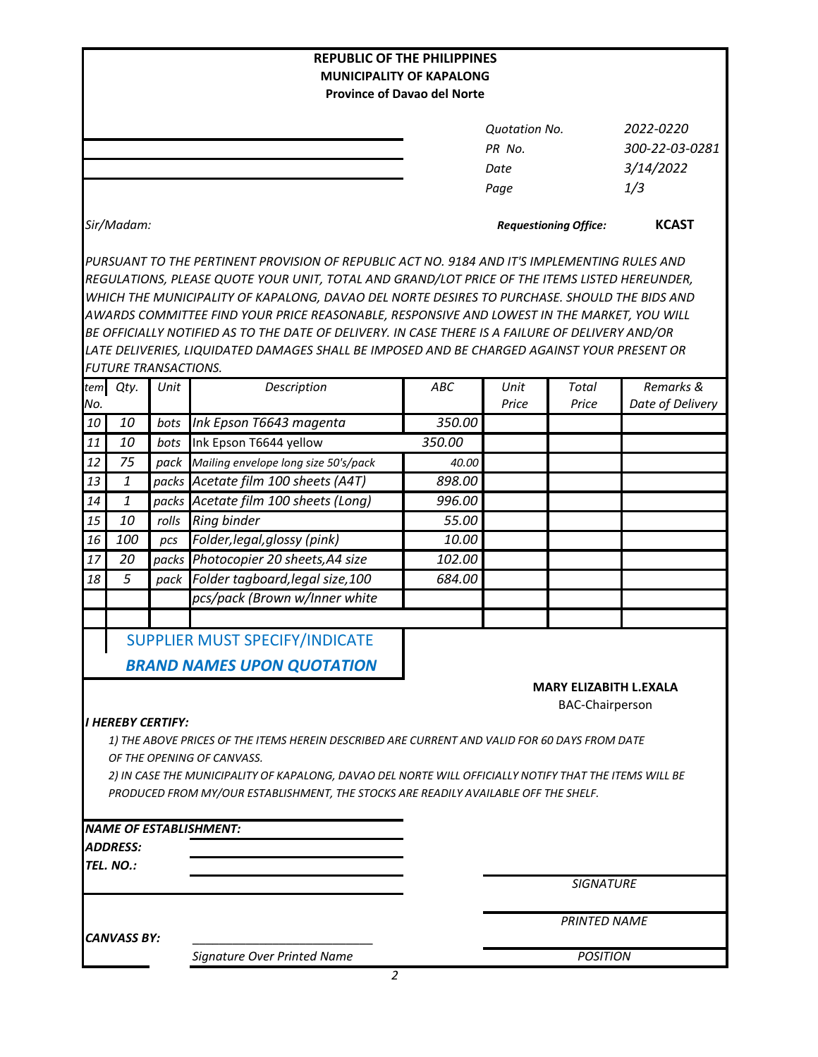**REPUBLIC OF THE PHILIPPINES**
**MUNICIPALITY OF KAPALONG**
**Province of Davao del Norte**

| | |
|---|---|
| *Quotation No.* | *2022-0220* |
| *PR No.* | *300-22-03-0281* |
| *Date* | *3/14/2022* |
| *Page* | *1/3* |

*Sir/Madam:*

***Requestioning Office:*** **KCAST**

*PURSUANT TO THE PERTINENT PROVISION OF REPUBLIC ACT NO. 9184 AND IT'S IMPLEMENTING RULES AND REGULATIONS, PLEASE QUOTE YOUR UNIT, TOTAL AND GRAND/LOT PRICE OF THE ITEMS LISTED HEREUNDER, WHICH THE MUNICIPALITY OF KAPALONG, DAVAO DEL NORTE DESIRES TO PURCHASE. SHOULD THE BIDS AND AWARDS COMMITTEE FIND YOUR PRICE REASONABLE, RESPONSIVE AND LOWEST IN THE MARKET, YOU WILL BE OFFICIALLY NOTIFIED AS TO THE DATE OF DELIVERY. IN CASE THERE IS A FAILURE OF DELIVERY AND/OR LATE DELIVERIES, LIQUIDATED DAMAGES SHALL BE IMPOSED AND BE CHARGED AGAINST YOUR PRESENT OR FUTURE TRANSACTIONS.*

| Item No. | Qty. | Unit | Description | ABC | Unit Price | Total Price | Remarks & Date of Delivery |
|---|---|---|---|---|---|---|---|
| 10 | 10 | bots | Ink Epson T6643 magenta | 350.00 | | | |
| 11 | 10 | bots | Ink Epson T6644 yellow | 350.00 | | | |
| 12 | 75 | pack | Mailing envelope long size 50's/pack | 40.00 | | | |
| 13 | 1 | packs | Acetate film 100 sheets (A4T) | 898.00 | | | |
| 14 | 1 | packs | Acetate film 100 sheets (Long) | 996.00 | | | |
| 15 | 10 | rolls | Ring binder | 55.00 | | | |
| 16 | 100 | pcs | Folder,legal,glossy (pink) | 10.00 | | | |
| 17 | 20 | packs | Photocopier 20 sheets,A4 size | 102.00 | | | |
| 18 | 5 | pack | Folder tagboard,legal size,100 pcs/pack (Brown w/Inner white | 684.00 | | | |
| | | | | | | | |

SUPPLIER MUST SPECIFY/INDICATE
***BRAND NAMES UPON QUOTATION***

**MARY ELIZABITH L.EXALA**
BAC-Chairperson

***I HEREBY CERTIFY:***

*1) THE ABOVE PRICES OF THE ITEMS HEREIN DESCRIBED ARE CURRENT AND VALID FOR 60 DAYS FROM DATE OF THE OPENING OF CANVASS.*

*2) IN CASE THE MUNICIPALITY OF KAPALONG, DAVAO DEL NORTE WILL OFFICIALLY NOTIFY THAT THE ITEMS WILL BE PRODUCED FROM MY/OUR ESTABLISHMENT, THE STOCKS ARE READILY AVAILABLE OFF THE SHELF.*

***NAME OF ESTABLISHMENT:***
***ADDRESS:***
***TEL. NO.:***

*SIGNATURE*

*PRINTED NAME*

***CANVASS BY:*** ___________________________
*Signature Over Printed Name*

*POSITION*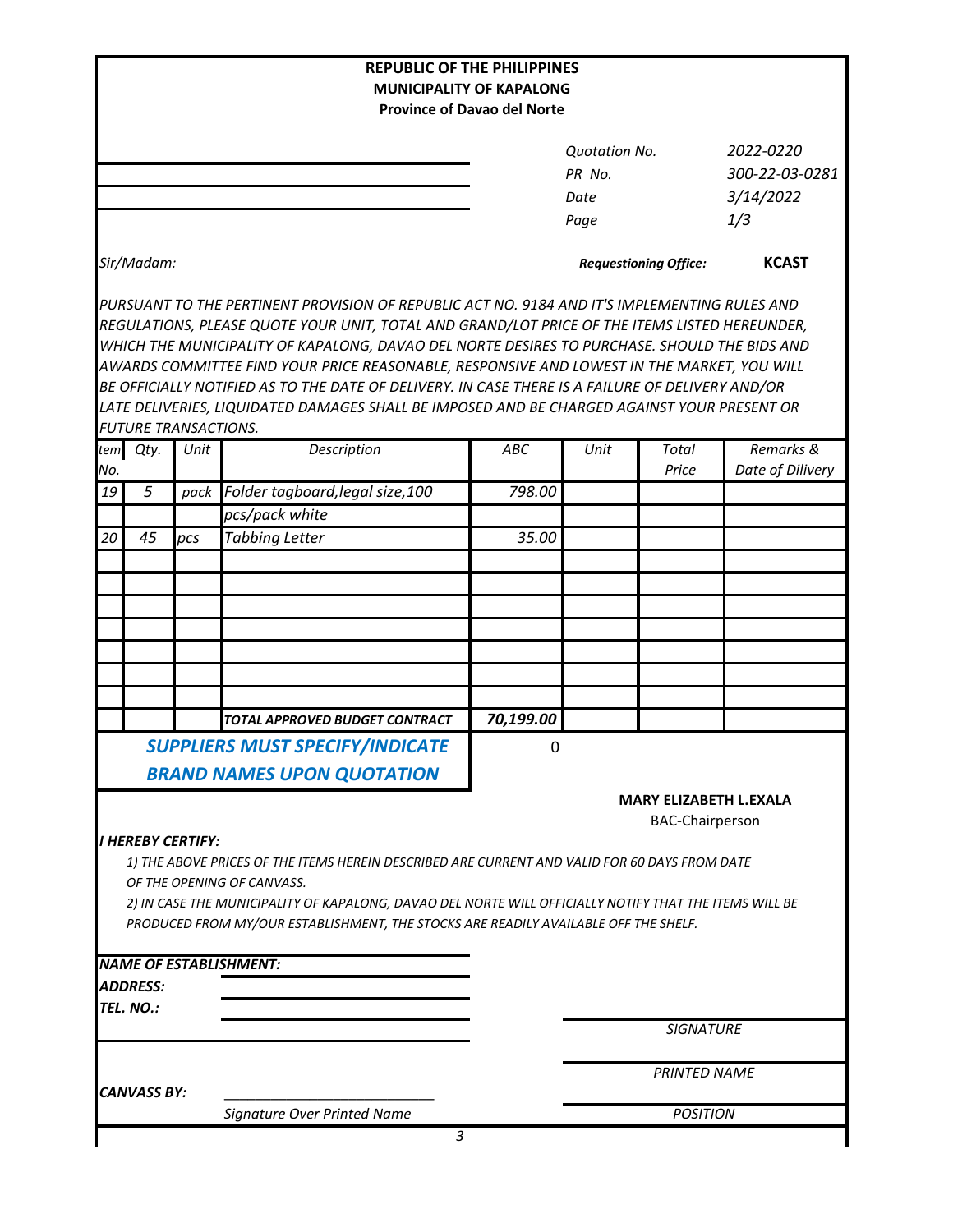**REPUBLIC OF THE PHILIPPINES**
**MUNICIPALITY OF KAPALONG**
**Province of Davao del Norte**

| | |
|---|---|
| *Quotation No.* | *2022-0220* |
| *PR No.* | *300-22-03-0281* |
| *Date* | *3/14/2022* |
| *Page* | *1/3* |

*Sir/Madam:*

***Requestioning Office:*** **KCAST**

*PURSUANT TO THE PERTINENT PROVISION OF REPUBLIC ACT NO. 9184 AND IT'S IMPLEMENTING RULES AND REGULATIONS, PLEASE QUOTE YOUR UNIT, TOTAL AND GRAND/LOT PRICE OF THE ITEMS LISTED HEREUNDER, WHICH THE MUNICIPALITY OF KAPALONG, DAVAO DEL NORTE DESIRES TO PURCHASE. SHOULD THE BIDS AND AWARDS COMMITTEE FIND YOUR PRICE REASONABLE, RESPONSIVE AND LOWEST IN THE MARKET, YOU WILL BE OFFICIALLY NOTIFIED AS TO THE DATE OF DELIVERY. IN CASE THERE IS A FAILURE OF DELIVERY AND/OR LATE DELIVERIES, LIQUIDATED DAMAGES SHALL BE IMPOSED AND BE CHARGED AGAINST YOUR PRESENT OR FUTURE TRANSACTIONS.*

| *tem No.* | *Qty.* | *Unit* | *Description* | *ABC* | *Unit* | *Total Price* | *Remarks & Date of Dilivery* |
|---|---|---|---|---|---|---|---|
| *19* | *5* | *pack* | *Folder tagboard,legal size,100* | *798.00* | | | |
| | | | *pcs/pack white* | | | | |
| *20* | *45* | *pcs* | *Tabbing Letter* | *35.00* | | | |
| | | | | | | | |
| | | | | | | | |
| | | | | | | | |
| | | | | | | | |
| | | | | | | | |
| | | | | | | | |
| | | | | | | | |
| | | | ***TOTAL APPROVED BUDGET CONTRACT*** | ***70,199.00*** | | | |

***SUPPLIERS MUST SPECIFY/INDICATE BRAND NAMES UPON QUOTATION***

0

**MARY ELIZABETH L.EXALA**
BAC-Chairperson

***I HEREBY CERTIFY:***

*1) THE ABOVE PRICES OF THE ITEMS HEREIN DESCRIBED ARE CURRENT AND VALID FOR 60 DAYS FROM DATE OF THE OPENING OF CANVASS.*

*2) IN CASE THE MUNICIPALITY OF KAPALONG, DAVAO DEL NORTE WILL OFFICIALLY NOTIFY THAT THE ITEMS WILL BE PRODUCED FROM MY/OUR ESTABLISHMENT, THE STOCKS ARE READILY AVAILABLE OFF THE SHELF.*

***NAME OF ESTABLISHMENT:***

***ADDRESS:***

***TEL. NO.:***

*SIGNATURE*

*PRINTED NAME*

***CANVASS BY:*** ___________________________

*Signature Over Printed Name*

*POSITION*